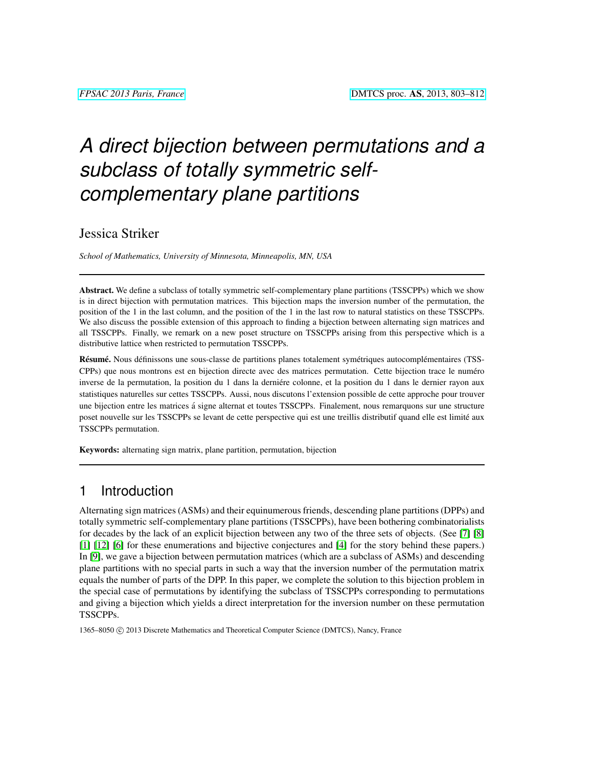# A direct bijection between permutations and a subclass of totally symmetric self-complementary plane partitions

Jessica Striker

*School of Mathematics, University of Minnesota, Minneapolis, MN, USA*

---

**Abstract.** We define a subclass of totally symmetric self-complementary plane partitions (TSSCPPs) which we show is in direct bijection with permutation matrices. This bijection maps the inversion number of the permutation, the position of the 1 in the last column, and the position of the 1 in the last row to natural statistics on these TSSCPPs. We also discuss the possible extension of this approach to finding a bijection between alternating sign matrices and all TSSCPPs. Finally, we remark on a new poset structure on TSSCPPs arising from this perspective which is a distributive lattice when restricted to permutation TSSCPPs.

**Résumé.** Nous définissons une sous-classe de partitions planes totalement symétriques autocomplémentaires (TSSCPPs) que nous montrons est en bijection directe avec des matrices permutation. Cette bijection trace le numéro inverse de la permutation, la position du 1 dans la derniére colonne, et la position du 1 dans le dernier rayon aux statistiques naturelles sur cettes TSSCPPs. Aussi, nous discutons l'extension possible de cette approche pour trouver une bijection entre les matrices á signe alternat et toutes TSSCPPs. Finalement, nous remarquons sur une structure poset nouvelle sur les TSSCPPs se levant de cette perspective qui est une treillis distributif quand elle est limité aux TSSCPPs permutation.

**Keywords:** alternating sign matrix, plane partition, permutation, bijection

---

## 1 Introduction

Alternating sign matrices (ASMs) and their equinumerous friends, descending plane partitions (DPPs) and totally symmetric self-complementary plane partitions (TSSCPPs), have been bothering combinatorialists for decades by the lack of an explicit bijection between any two of the three sets of objects. (See [7] [8] [1] [12] [6] for these enumerations and bijective conjectures and [4] for the story behind these papers.) In [9], we gave a bijection between permutation matrices (which are a subclass of ASMs) and descending plane partitions with no special parts in such a way that the inversion number of the permutation matrix equals the number of parts of the DPP. In this paper, we complete the solution to this bijection problem in the special case of permutations by identifying the subclass of TSSCPPs corresponding to permutations and giving a bijection which yields a direct interpretation for the inversion number on these permutation TSSCPPs.

1365–8050 © 2013 Discrete Mathematics and Theoretical Computer Science (DMTCS), Nancy, France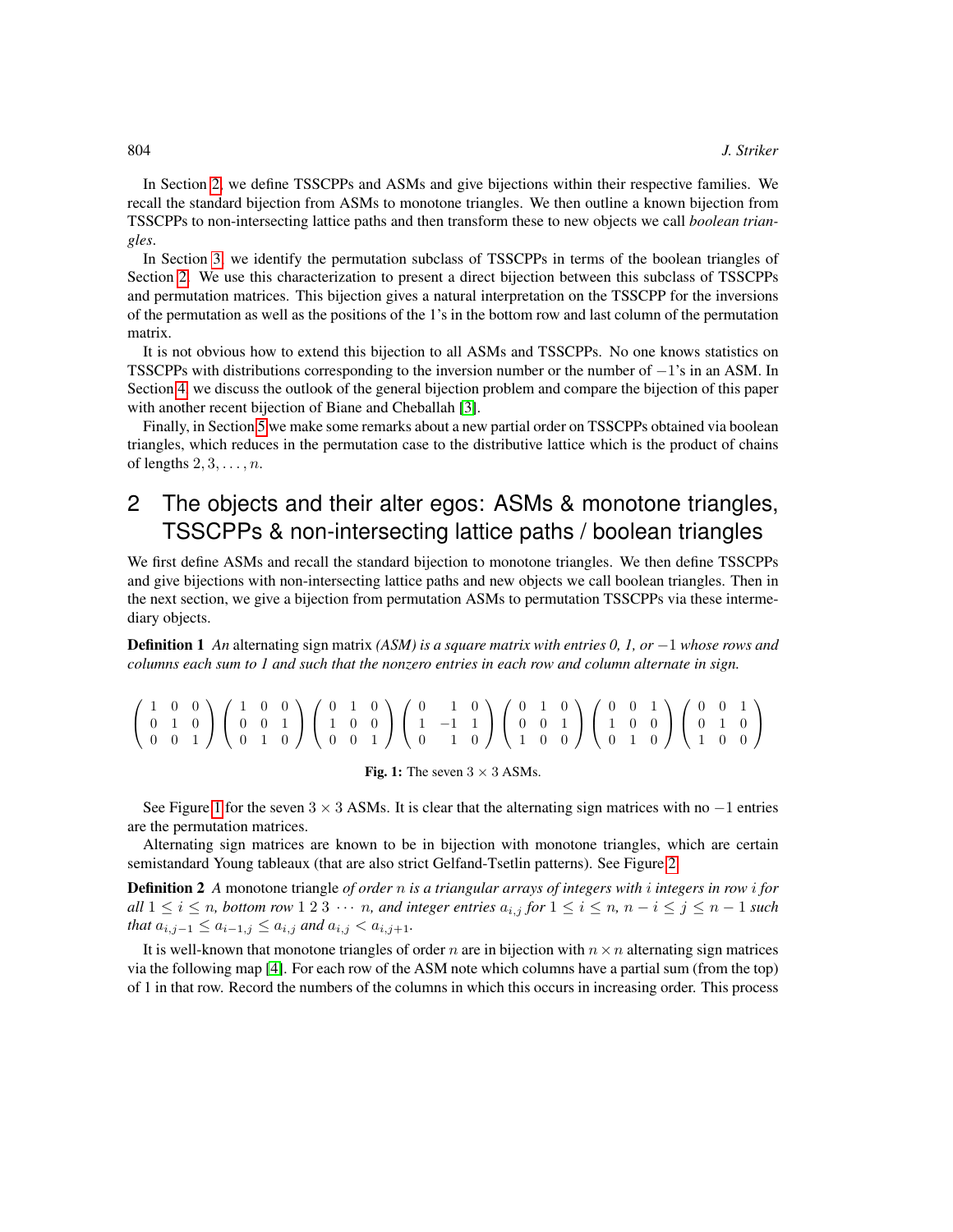In Section 2, we define TSSCPPs and ASMs and give bijections within their respective families. We recall the standard bijection from ASMs to monotone triangles. We then outline a known bijection from TSSCPPs to non-intersecting lattice paths and then transform these to new objects we call *boolean triangles*.

In Section 3, we identify the permutation subclass of TSSCPPs in terms of the boolean triangles of Section 2. We use this characterization to present a direct bijection between this subclass of TSSCPPs and permutation matrices. This bijection gives a natural interpretation on the TSSCPP for the inversions of the permutation as well as the positions of the 1's in the bottom row and last column of the permutation matrix.

It is not obvious how to extend this bijection to all ASMs and TSSCPPs. No one knows statistics on TSSCPPs with distributions corresponding to the inversion number or the number of $-1$'s in an ASM. In Section 4, we discuss the outlook of the general bijection problem and compare the bijection of this paper with another recent bijection of Biane and Cheballah [3].

Finally, in Section 5 we make some remarks about a new partial order on TSSCPPs obtained via boolean triangles, which reduces in the permutation case to the distributive lattice which is the product of chains of lengths $2, 3, \ldots, n$.

## 2 The objects and their alter egos: ASMs & monotone triangles, TSSCPPs & non-intersecting lattice paths / boolean triangles

We first define ASMs and recall the standard bijection to monotone triangles. We then define TSSCPPs and give bijections with non-intersecting lattice paths and new objects we call boolean triangles. Then in the next section, we give a bijection from permutation ASMs to permutation TSSCPPs via these intermediary objects.

**Definition 1** *An* alternating sign matrix *(ASM) is a square matrix with entries 0, 1, or $-1$ whose rows and columns each sum to 1 and such that the nonzero entries in each row and column alternate in sign.*

$$\begin{pmatrix} 1 & 0 & 0 \\ 0 & 1 & 0 \\ 0 & 0 & 1 \end{pmatrix} \begin{pmatrix} 1 & 0 & 0 \\ 0 & 0 & 1 \\ 0 & 1 & 0 \end{pmatrix} \begin{pmatrix} 0 & 1 & 0 \\ 1 & 0 & 0 \\ 0 & 0 & 1 \end{pmatrix} \begin{pmatrix} 0 & 1 & 0 \\ 1 & -1 & 1 \\ 0 & 1 & 0 \end{pmatrix} \begin{pmatrix} 0 & 1 & 0 \\ 0 & 0 & 1 \\ 1 & 0 & 0 \end{pmatrix} \begin{pmatrix} 0 & 0 & 1 \\ 1 & 0 & 0 \\ 0 & 1 & 0 \end{pmatrix} \begin{pmatrix} 0 & 0 & 1 \\ 0 & 1 & 0 \\ 1 & 0 & 0 \end{pmatrix}$$

**Fig. 1:** The seven $3 \times 3$ ASMs.

See Figure 1 for the seven $3 \times 3$ ASMs. It is clear that the alternating sign matrices with no $-1$ entries are the permutation matrices.

Alternating sign matrices are known to be in bijection with monotone triangles, which are certain semistandard Young tableaux (that are also strict Gelfand-Tsetlin patterns). See Figure 2.

**Definition 2** *A* monotone triangle *of order $n$ is a triangular arrays of integers with $i$ integers in row $i$ for all $1 \leq i \leq n$, bottom row $1\ 2\ 3\ \cdots\ n$, and integer entries $a_{i,j}$ for $1 \leq i \leq n$, $n-i \leq j \leq n-1$ such that $a_{i,j-1} \leq a_{i-1,j} \leq a_{i,j}$ and $a_{i,j} < a_{i,j+1}$.*

It is well-known that monotone triangles of order $n$ are in bijection with $n \times n$ alternating sign matrices via the following map [4]. For each row of the ASM note which columns have a partial sum (from the top) of 1 in that row. Record the numbers of the columns in which this occurs in increasing order. This process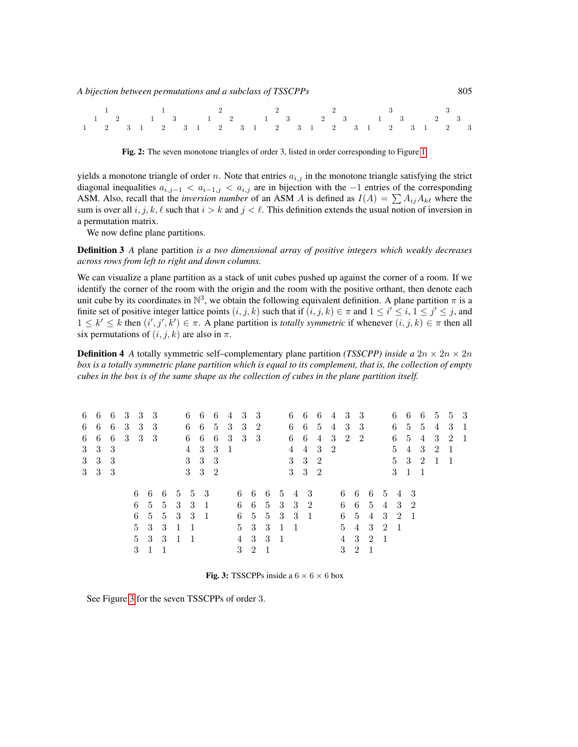```
    1            1            2            2            2            3            3
  1   2        1   3        1   2        1   3        2   3        1   3        2   3
1   2   3    1   2   3    1   2   3    1   2   3    1   2   3    1   2   3    1   2   3
```

**Fig. 2:** The seven monotone triangles of order 3, listed in order corresponding to Figure 1

yields a monotone triangle of order $n$. Note that entries $a_{i,j}$ in the monotone triangle satisfying the strict diagonal inequalities $a_{i,j-1} < a_{i-1,j} < a_{i,j}$ are in bijection with the $-1$ entries of the corresponding ASM. Also, recall that the *inversion number* of an ASM $A$ is defined as $I(A) = \sum A_{ij} A_{k\ell}$ where the sum is over all $i, j, k, \ell$ such that $i > k$ and $j < \ell$. This definition extends the usual notion of inversion in a permutation matrix.

We now define plane partitions.

**Definition 3** *A* plane partition *is a two dimensional array of positive integers which weakly decreases across rows from left to right and down columns.*

We can visualize a plane partition as a stack of unit cubes pushed up against the corner of a room. If we identify the corner of the room with the origin and the room with the positive orthant, then denote each unit cube by its coordinates in $\mathbb{N}^3$, we obtain the following equivalent definition. A plane partition $\pi$ is a finite set of positive integer lattice points $(i, j, k)$ such that if $(i, j, k) \in \pi$ and $1 \le i' \le i$, $1 \le j' \le j$, and $1 \le k' \le k$ then $(i', j', k') \in \pi$. A plane partition is *totally symmetric* if whenever $(i, j, k) \in \pi$ then all six permutations of $(i, j, k)$ are also in $\pi$.

**Definition 4** *A* totally symmetric self–complementary plane partition *(TSSCPP) inside a $2n \times 2n \times 2n$ box is a totally symmetric plane partition which is equal to its complement, that is, the collection of empty cubes in the box is of the same shape as the collection of cubes in the plane partition itself.*

```
6 6 6 3 3 3    6 6 6 4 3 3    6 6 6 4 3 3    6 6 6 5 5 3
6 6 6 3 3 3    6 6 5 3 3 2    6 6 5 4 3 3    6 5 5 4 3 1
6 6 6 3 3 3    6 6 6 3 3 3    6 6 4 3 2 2    6 5 4 3 2 1
3 3 3          4 3 3 1        4 4 3 2        5 4 3 2 1
3 3 3          3 3 3          3 3 2          5 3 2 1 1
3 3 3          3 3 2          3 3 2          3 1 1

6 6 6 5 5 3    6 6 6 5 4 3    6 6 6 5 4 3
6 5 5 3 3 1    6 6 5 3 3 2    6 6 5 4 3 2
6 5 5 3 3 1    6 5 5 3 3 1    6 5 4 3 2 1
5 3 3 1 1      5 3 3 1 1      5 4 3 2 1
5 3 3 1 1      4 3 3 1        4 3 2 1
3 1 1          3 2 1          3 2 1
```

**Fig. 3:** TSSCPPs inside a $6 \times 6 \times 6$ box

See Figure 3 for the seven TSSCPPs of order 3.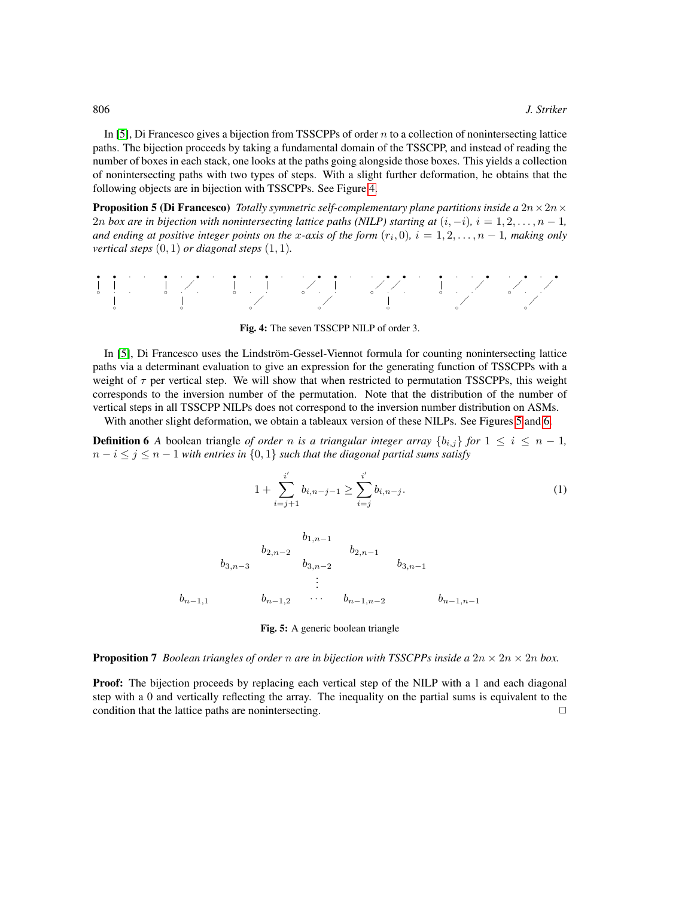In [5], Di Francesco gives a bijection from TSSCPPs of order $n$ to a collection of nonintersecting lattice paths. The bijection proceeds by taking a fundamental domain of the TSSCPP, and instead of reading the number of boxes in each stack, one looks at the paths going alongside those boxes. This yields a collection of nonintersecting paths with two types of steps. With a slight further deformation, he obtains that the following objects are in bijection with TSSCPPs. See Figure 4.

**Proposition 5 (Di Francesco)** *Totally symmetric self-complementary plane partitions inside a $2n \times 2n \times 2n$ box are in bijection with nonintersecting lattice paths (NILP) starting at $(i, -i)$, $i = 1, 2, \ldots, n-1$, and ending at positive integer points on the $x$-axis of the form $(r_i, 0)$, $i = 1, 2, \ldots, n-1$, making only vertical steps $(0, 1)$ or diagonal steps $(1, 1)$.*

**Fig. 4:** The seven TSSCPP NILP of order 3.

In [5], Di Francesco uses the Lindström-Gessel-Viennot formula for counting nonintersecting lattice paths via a determinant evaluation to give an expression for the generating function of TSSCPPs with a weight of $\tau$ per vertical step. We will show that when restricted to permutation TSSCPPs, this weight corresponds to the inversion number of the permutation. Note that the distribution of the number of vertical steps in all TSSCPP NILPs does not correspond to the inversion number distribution on ASMs.

With another slight deformation, we obtain a tableaux version of these NILPs. See Figures 5 and 6.

**Definition 6** *A* boolean triangle *of order $n$ is a triangular integer array $\{b_{i,j}\}$ for $1 \le i \le n-1$, $n-i \le j \le n-1$ with entries in $\{0,1\}$ such that the diagonal partial sums satisfy*

$$1 + \sum_{i=j+1}^{i'} b_{i,n-j-1} \geq \sum_{i=j}^{i'} b_{i,n-j}. \tag{1}$$

$$
\begin{array}{ccccccc}
 & & & b_{1,n-1} & & & \\
 & & b_{2,n-2} & & b_{2,n-1} & & \\
 & b_{3,n-3} & & b_{3,n-2} & & b_{3,n-1} & \\
 & & & \vdots & & & \\
b_{n-1,1} & & b_{n-1,2} & \cdots & b_{n-1,n-2} & & b_{n-1,n-1}
\end{array}
$$

**Fig. 5:** A generic boolean triangle

**Proposition 7** *Boolean triangles of order $n$ are in bijection with TSSCPPs inside a $2n \times 2n \times 2n$ box.*

**Proof:** The bijection proceeds by replacing each vertical step of the NILP with a 1 and each diagonal step with a 0 and vertically reflecting the array. The inequality on the partial sums is equivalent to the condition that the lattice paths are nonintersecting. □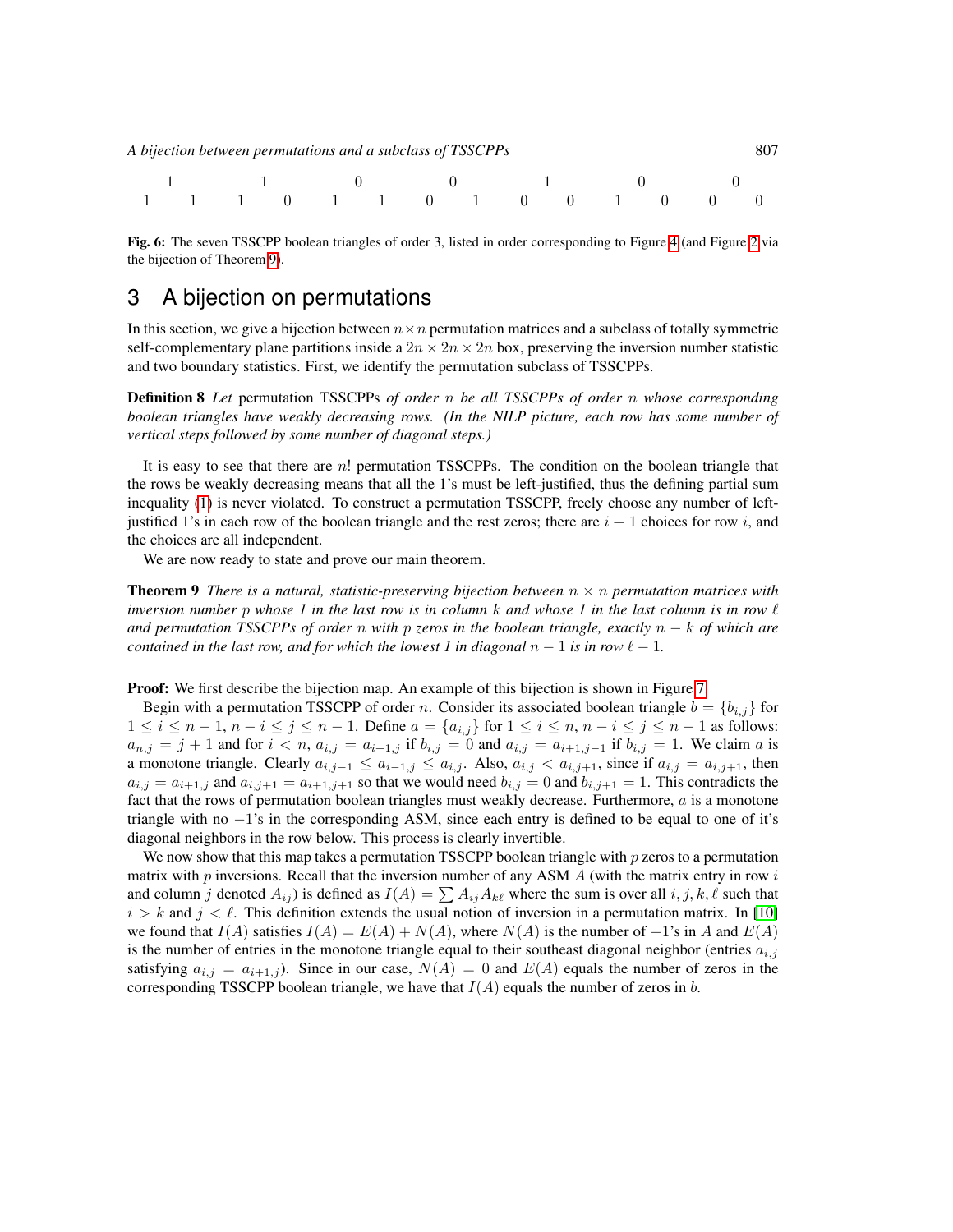```
  1       1       0       0       1       0       0
1   1   1   0   1   1   0   1   0   0   1   0   0   0
```

**Fig. 6:** The seven TSSCPP boolean triangles of order 3, listed in order corresponding to Figure 4 (and Figure 2 via the bijection of Theorem 9).

## 3 A bijection on permutations

In this section, we give a bijection between $n \times n$ permutation matrices and a subclass of totally symmetric self-complementary plane partitions inside a $2n \times 2n \times 2n$ box, preserving the inversion number statistic and two boundary statistics. First, we identify the permutation subclass of TSSCPPs.

**Definition 8** *Let* permutation TSSCPPs *of order $n$ be all TSSCPPs of order $n$ whose corresponding boolean triangles have weakly decreasing rows. (In the NILP picture, each row has some number of vertical steps followed by some number of diagonal steps.)*

It is easy to see that there are $n!$ permutation TSSCPPs. The condition on the boolean triangle that the rows be weakly decreasing means that all the 1's must be left-justified, thus the defining partial sum inequality (1) is never violated. To construct a permutation TSSCPP, freely choose any number of left-justified 1's in each row of the boolean triangle and the rest zeros; there are $i+1$ choices for row $i$, and the choices are all independent.

We are now ready to state and prove our main theorem.

**Theorem 9** *There is a natural, statistic-preserving bijection between $n \times n$ permutation matrices with inversion number $p$ whose 1 in the last row is in column $k$ and whose 1 in the last column is in row $\ell$ and permutation TSSCPPs of order $n$ with $p$ zeros in the boolean triangle, exactly $n-k$ of which are contained in the last row, and for which the lowest 1 in diagonal $n-1$ is in row $\ell - 1$.*

**Proof:** We first describe the bijection map. An example of this bijection is shown in Figure 7.

Begin with a permutation TSSCPP of order $n$. Consider its associated boolean triangle $b = \{b_{i,j}\}$ for $1 \le i \le n-1$, $n-i \le j \le n-1$. Define $a = \{a_{i,j}\}$ for $1 \le i \le n$, $n-i \le j \le n-1$ as follows: $a_{n,j} = j+1$ and for $i < n$, $a_{i,j} = a_{i+1,j}$ if $b_{i,j} = 0$ and $a_{i,j} = a_{i+1,j-1}$ if $b_{i,j} = 1$. We claim $a$ is a monotone triangle. Clearly $a_{i,j-1} \le a_{i-1,j} \le a_{i,j}$. Also, $a_{i,j} < a_{i,j+1}$, since if $a_{i,j} = a_{i,j+1}$, then $a_{i,j} = a_{i+1,j}$ and $a_{i,j+1} = a_{i+1,j+1}$ so that we would need $b_{i,j} = 0$ and $b_{i,j+1} = 1$. This contradicts the fact that the rows of permutation boolean triangles must weakly decrease. Furthermore, $a$ is a monotone triangle with no $-1$'s in the corresponding ASM, since each entry is defined to be equal to one of it's diagonal neighbors in the row below. This process is clearly invertible.

We now show that this map takes a permutation TSSCPP boolean triangle with $p$ zeros to a permutation matrix with $p$ inversions. Recall that the inversion number of any ASM $A$ (with the matrix entry in row $i$ and column $j$ denoted $A_{ij}$) is defined as $I(A) = \sum A_{ij} A_{k\ell}$ where the sum is over all $i, j, k, \ell$ such that $i > k$ and $j < \ell$. This definition extends the usual notion of inversion in a permutation matrix. In [10] we found that $I(A)$ satisfies $I(A) = E(A) + N(A)$, where $N(A)$ is the number of $-1$'s in $A$ and $E(A)$ is the number of entries in the monotone triangle equal to their southeast diagonal neighbor (entries $a_{i,j}$ satisfying $a_{i,j} = a_{i+1,j}$). Since in our case, $N(A) = 0$ and $E(A)$ equals the number of zeros in the corresponding TSSCPP boolean triangle, we have that $I(A)$ equals the number of zeros in $b$.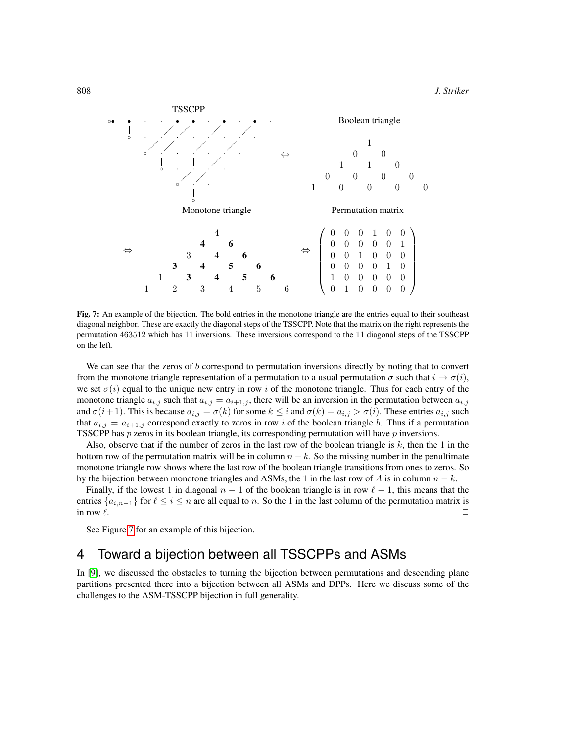TSSCPP

Boolean triangle

$$
\begin{array}{ccccccccc}
 & & & & 1 & & & & \\
 & & & 0 & & 0 & & & \\
 & & 1 & & 1 & & 0 & & \\
 & 0 & & 0 & & 0 & & 0 & \\
1 & & 0 & & 0 & & 0 & & 0
\end{array}
$$

Monotone triangle

$$
\begin{array}{ccccccccccc}
 & & & & & 4 & & & & & \\
 & & & & \mathbf{4} & & \mathbf{6} & & & & \\
 & & & 3 & & 4 & & \mathbf{6} & & & \\
 & & \mathbf{3} & & \mathbf{4} & & \mathbf{5} & & \mathbf{6} & & \\
 & 1 & & \mathbf{3} & & \mathbf{4} & & \mathbf{5} & & \mathbf{6} & \\
1 & & 2 & & 3 & & 4 & & 5 & & 6
\end{array}
$$

Permutation matrix

$$
\begin{pmatrix}
0 & 0 & 0 & 1 & 0 & 0 \\
0 & 0 & 0 & 0 & 0 & 1 \\
0 & 0 & 1 & 0 & 0 & 0 \\
0 & 0 & 0 & 0 & 1 & 0 \\
1 & 0 & 0 & 0 & 0 & 0 \\
0 & 1 & 0 & 0 & 0 & 0
\end{pmatrix}
$$

**Fig. 7:** An example of the bijection. The bold entries in the monotone triangle are the entries equal to their southeast diagonal neighbor. These are exactly the diagonal steps of the TSSCPP. Note that the matrix on the right represents the permutation 463512 which has 11 inversions. These inversions correspond to the 11 diagonal steps of the TSSCPP on the left.

We can see that the zeros of $b$ correspond to permutation inversions directly by noting that to convert from the monotone triangle representation of a permutation to a usual permutation $\sigma$ such that $i \to \sigma(i)$, we set $\sigma(i)$ equal to the unique new entry in row $i$ of the monotone triangle. Thus for each entry of the monotone triangle $a_{i,j}$ such that $a_{i,j} = a_{i+1,j}$, there will be an inversion in the permutation between $a_{i,j}$ and $\sigma(i+1)$. This is because $a_{i,j} = \sigma(k)$ for some $k \le i$ and $\sigma(k) = a_{i,j} > \sigma(i)$. These entries $a_{i,j}$ such that $a_{i,j} = a_{i+1,j}$ correspond exactly to zeros in row $i$ of the boolean triangle $b$. Thus if a permutation TSSCPP has $p$ zeros in its boolean triangle, its corresponding permutation will have $p$ inversions.

Also, observe that if the number of zeros in the last row of the boolean triangle is $k$, then the 1 in the bottom row of the permutation matrix will be in column $n-k$. So the missing number in the penultimate monotone triangle row shows where the last row of the boolean triangle transitions from ones to zeros. So by the bijection between monotone triangles and ASMs, the 1 in the last row of $A$ is in column $n-k$.

Finally, if the lowest 1 in diagonal $n-1$ of the boolean triangle is in row $\ell - 1$, this means that the entries $\{a_{i,n-1}\}$ for $\ell \le i \le n$ are all equal to $n$. So the 1 in the last column of the permutation matrix is in row $\ell$. □

See Figure 7 for an example of this bijection.

## 4 Toward a bijection between all TSSCPPs and ASMs

In [9], we discussed the obstacles to turning the bijection between permutations and descending plane partitions presented there into a bijection between all ASMs and DPPs. Here we discuss some of the challenges to the ASM-TSSCPP bijection in full generality.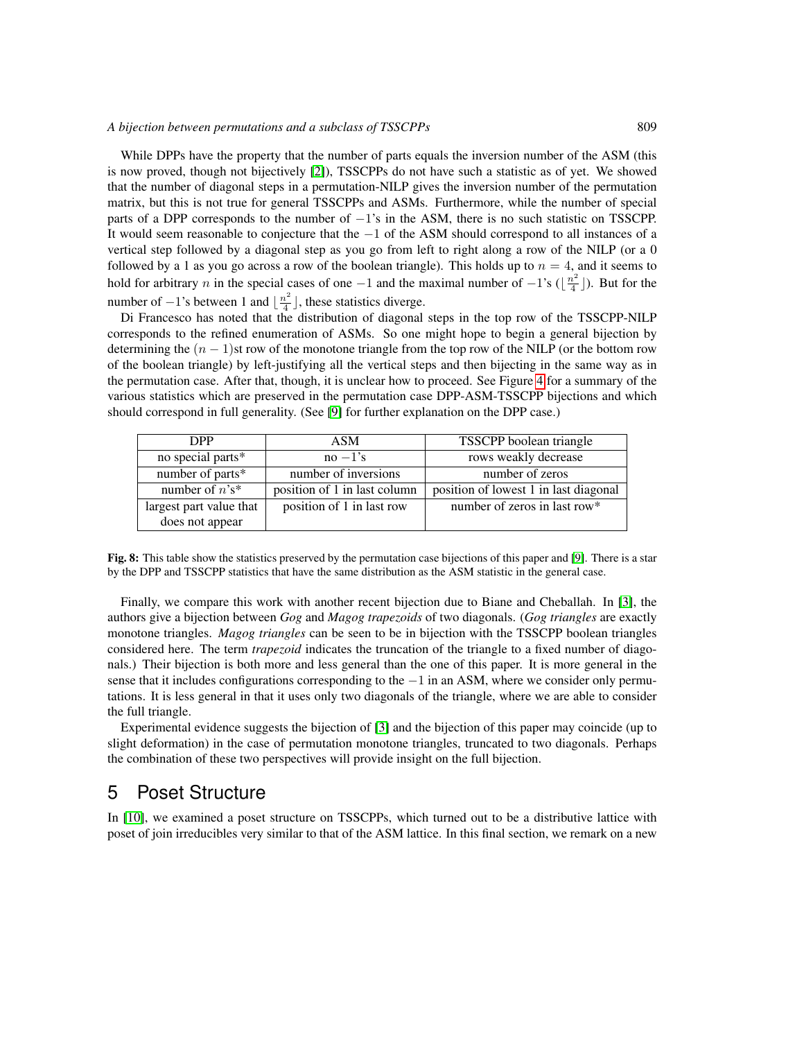While DPPs have the property that the number of parts equals the inversion number of the ASM (this is now proved, though not bijectively [2]), TSSCPPs do not have such a statistic as of yet. We showed that the number of diagonal steps in a permutation-NILP gives the inversion number of the permutation matrix, but this is not true for general TSSCPPs and ASMs. Furthermore, while the number of special parts of a DPP corresponds to the number of $-1$'s in the ASM, there is no such statistic on TSSCPP. It would seem reasonable to conjecture that the $-1$ of the ASM should correspond to all instances of a vertical step followed by a diagonal step as you go from left to right along a row of the NILP (or a 0 followed by a 1 as you go across a row of the boolean triangle). This holds up to $n = 4$, and it seems to hold for arbitrary $n$ in the special cases of one $-1$ and the maximal number of $-1$'s ($\lfloor \frac{n^2}{4} \rfloor$). But for the number of $-1$'s between 1 and $\lfloor \frac{n^2}{4} \rfloor$, these statistics diverge.

Di Francesco has noted that the distribution of diagonal steps in the top row of the TSSCPP-NILP corresponds to the refined enumeration of ASMs. So one might hope to begin a general bijection by determining the $(n-1)$st row of the monotone triangle from the top row of the NILP (or the bottom row of the boolean triangle) by left-justifying all the vertical steps and then bijecting in the same way as in the permutation case. After that, though, it is unclear how to proceed. See Figure 4 for a summary of the various statistics which are preserved in the permutation case DPP-ASM-TSSCPP bijections and which should correspond in full generality. (See [9] for further explanation on the DPP case.)

| DPP | ASM | TSSCPP boolean triangle |
|---|---|---|
| no special parts* | no $-1$'s | rows weakly decrease |
| number of parts* | number of inversions | number of zeros |
| number of $n$'s* | position of 1 in last column | position of lowest 1 in last diagonal |
| largest part value that does not appear | position of 1 in last row | number of zeros in last row* |

**Fig. 8:** This table show the statistics preserved by the permutation case bijections of this paper and [9]. There is a star by the DPP and TSSCPP statistics that have the same distribution as the ASM statistic in the general case.

Finally, we compare this work with another recent bijection due to Biane and Cheballah. In [3], the authors give a bijection between *Gog* and *Magog trapezoids* of two diagonals. (*Gog triangles* are exactly monotone triangles. *Magog triangles* can be seen to be in bijection with the TSSCPP boolean triangles considered here. The term *trapezoid* indicates the truncation of the triangle to a fixed number of diagonals.) Their bijection is both more and less general than the one of this paper. It is more general in the sense that it includes configurations corresponding to the $-1$ in an ASM, where we consider only permutations. It is less general in that it uses only two diagonals of the triangle, where we are able to consider the full triangle.

Experimental evidence suggests the bijection of [3] and the bijection of this paper may coincide (up to slight deformation) in the case of permutation monotone triangles, truncated to two diagonals. Perhaps the combination of these two perspectives will provide insight on the full bijection.

# 5 Poset Structure

In [10], we examined a poset structure on TSSCPPs, which turned out to be a distributive lattice with poset of join irreducibles very similar to that of the ASM lattice. In this final section, we remark on a new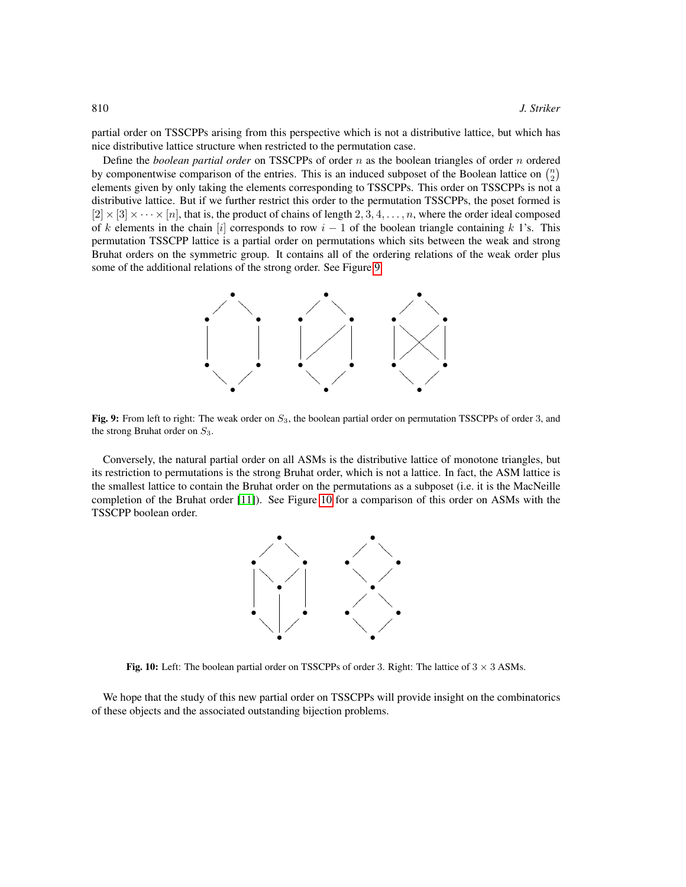partial order on TSSCPPs arising from this perspective which is not a distributive lattice, but which has nice distributive lattice structure when restricted to the permutation case.

Define the *boolean partial order* on TSSCPPs of order $n$ as the boolean triangles of order $n$ ordered by componentwise comparison of the entries. This is an induced subposet of the Boolean lattice on $\binom{n}{2}$ elements given by only taking the elements corresponding to TSSCPPs. This order on TSSCPPs is not a distributive lattice. But if we further restrict this order to the permutation TSSCPPs, the poset formed is $[2] \times [3] \times \cdots \times [n]$, that is, the product of chains of length $2, 3, 4, \ldots, n$, where the order ideal composed of $k$ elements in the chain $[i]$ corresponds to row $i-1$ of the boolean triangle containing $k$ 1's. This permutation TSSCPP lattice is a partial order on permutations which sits between the weak and strong Bruhat orders on the symmetric group. It contains all of the ordering relations of the weak order plus some of the additional relations of the strong order. See Figure 9.

**Fig. 9:** From left to right: The weak order on $S_3$, the boolean partial order on permutation TSSCPPs of order 3, and the strong Bruhat order on $S_3$.

Conversely, the natural partial order on all ASMs is the distributive lattice of monotone triangles, but its restriction to permutations is the strong Bruhat order, which is not a lattice. In fact, the ASM lattice is the smallest lattice to contain the Bruhat order on the permutations as a subposet (i.e. it is the MacNeille completion of the Bruhat order [11]). See Figure 10 for a comparison of this order on ASMs with the TSSCPP boolean order.

**Fig. 10:** Left: The boolean partial order on TSSCPPs of order 3. Right: The lattice of $3 \times 3$ ASMs.

We hope that the study of this new partial order on TSSCPPs will provide insight on the combinatorics of these objects and the associated outstanding bijection problems.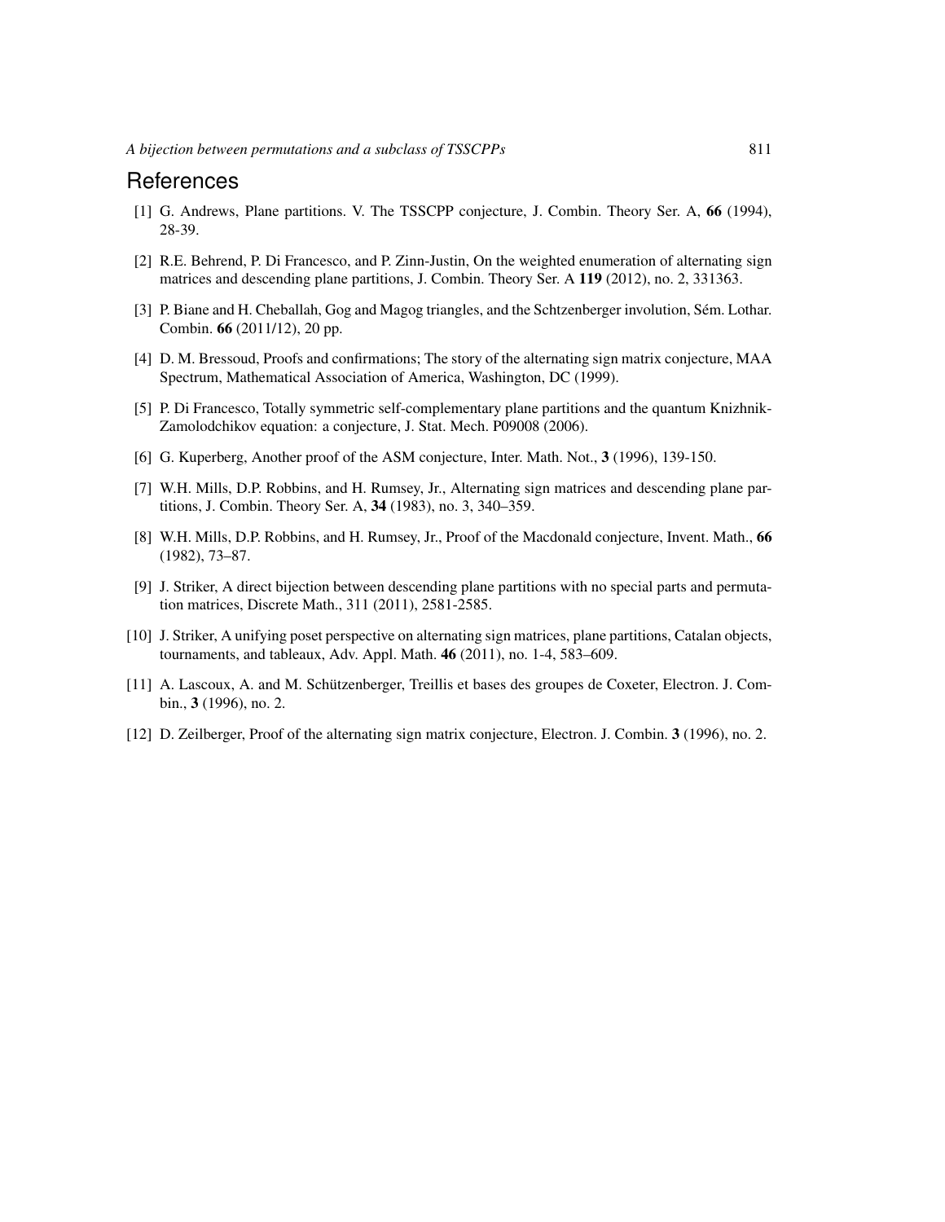# References

[1] G. Andrews, Plane partitions. V. The TSSCPP conjecture, J. Combin. Theory Ser. A, **66** (1994), 28-39.

[2] R.E. Behrend, P. Di Francesco, and P. Zinn-Justin, On the weighted enumeration of alternating sign matrices and descending plane partitions, J. Combin. Theory Ser. A **119** (2012), no. 2, 331363.

[3] P. Biane and H. Cheballah, Gog and Magog triangles, and the Schtzenberger involution, Sém. Lothar. Combin. **66** (2011/12), 20 pp.

[4] D. M. Bressoud, Proofs and confirmations; The story of the alternating sign matrix conjecture, MAA Spectrum, Mathematical Association of America, Washington, DC (1999).

[5] P. Di Francesco, Totally symmetric self-complementary plane partitions and the quantum Knizhnik-Zamolodchikov equation: a conjecture, J. Stat. Mech. P09008 (2006).

[6] G. Kuperberg, Another proof of the ASM conjecture, Inter. Math. Not., **3** (1996), 139-150.

[7] W.H. Mills, D.P. Robbins, and H. Rumsey, Jr., Alternating sign matrices and descending plane partitions, J. Combin. Theory Ser. A, **34** (1983), no. 3, 340–359.

[8] W.H. Mills, D.P. Robbins, and H. Rumsey, Jr., Proof of the Macdonald conjecture, Invent. Math., **66** (1982), 73–87.

[9] J. Striker, A direct bijection between descending plane partitions with no special parts and permutation matrices, Discrete Math., 311 (2011), 2581-2585.

[10] J. Striker, A unifying poset perspective on alternating sign matrices, plane partitions, Catalan objects, tournaments, and tableaux, Adv. Appl. Math. **46** (2011), no. 1-4, 583–609.

[11] A. Lascoux, A. and M. Schützenberger, Treillis et bases des groupes de Coxeter, Electron. J. Combin., **3** (1996), no. 2.

[12] D. Zeilberger, Proof of the alternating sign matrix conjecture, Electron. J. Combin. **3** (1996), no. 2.